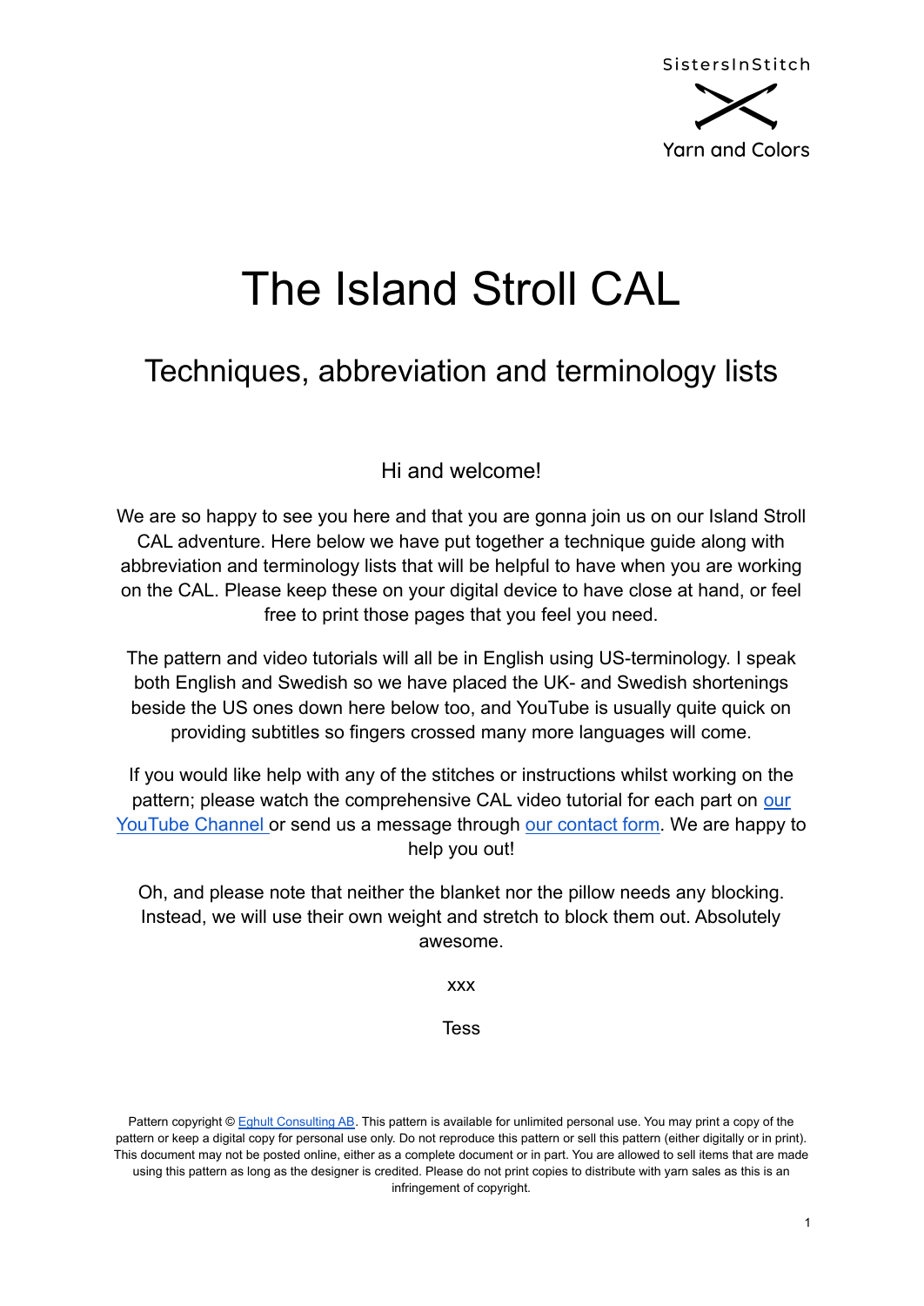SistersInStitch

Yarn and Colors

# The Island Stroll CAL

## Techniques, abbreviation and terminology lists

Hi and welcome!

We are so happy to see you here and that you are gonna join us on our Island Stroll CAL adventure. Here below we have put together a technique guide along with abbreviation and terminology lists that will be helpful to have when you are working on the CAL. Please keep these on your digital device to have close at hand, or feel free to print those pages that you feel you need.

The pattern and video tutorials will all be in English using US-terminology. I speak both English and Swedish so we have placed the UK- and Swedish shortenings beside the US ones down here below too, and YouTube is usually quite quick on providing subtitles so fingers crossed many more languages will come.

If you would like help with any of the stitches or instructions whilst working on the pattern; please watch the comprehensive CAL video tutorial for each part on our YouTube Channel or send us a message through our contact form. We are happy to help you out!

Oh, and please note that neither the blanket nor the pillow needs any blocking. Instead, we will use their own weight and stretch to block them out. Absolutely awesome.

xxx

Tess

Pattern copyright © Eghult Consulting AB. This pattern is available for unlimited personal use. You may print a copy of the pattern or keep a digital copy for personal use only. Do not reproduce this pattern or sell this pattern (either digitally or in print). This document may not be posted online, either as a complete document or in part. You are allowed to sell items that are made using this pattern as long as the designer is credited. Please do not print copies to distribute with yarn sales as this is an infringement of copyright.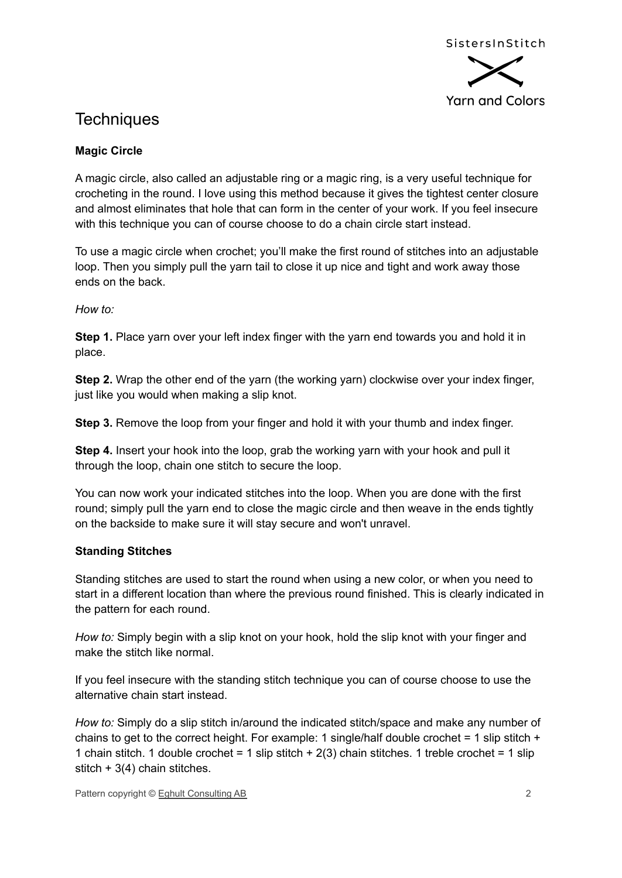# Techniques

**Magic Circle**

A magic circle, also called an adjustable ring or a magic ring, is a very useful technique for crocheting in the round. I love using this method because it gives the tightest center closure and almost eliminates that hole that can form in the center of your work. If you feel insecure with this technique you can of course choose to do a chain circle start instead.

To use a magic circle when crochet; you'll make the first round of stitches into an adjustable loop. Then you simply pull the yarn tail to close it up nice and tight and work away those ends on the back.

*How to:*

**Step 1.** Place yarn over your left index finger with the yarn end towards you and hold it in place.

**Step 2.** Wrap the other end of the yarn (the working yarn) clockwise over your index finger, just like you would when making a slip knot.

**Step 3.** Remove the loop from your finger and hold it with your thumb and index finger.

**Step 4.** Insert your hook into the loop, grab the working yarn with your hook and pull it through the loop, chain one stitch to secure the loop.

You can now work your indicated stitches into the loop. When you are done with the first round; simply pull the yarn end to close the magic circle and then weave in the ends tightly on the backside to make sure it will stay secure and won't unravel.

**Standing Stitches**

Standing stitches are used to start the round when using a new color, or when you need to start in a different location than where the previous round finished. This is clearly indicated in the pattern for each round.

*How to:* Simply begin with a slip knot on your hook, hold the slip knot with your finger and make the stitch like normal.

If you feel insecure with the standing stitch technique you can of course choose to use the alternative chain start instead.

*How to:* Simply do a slip stitch in/around the indicated stitch/space and make any number of chains to get to the correct height. For example: 1 single/half double crochet = 1 slip stitch + 1 chain stitch. 1 double crochet = 1 slip stitch + 2(3) chain stitches. 1 treble crochet = 1 slip stitch + 3(4) chain stitches.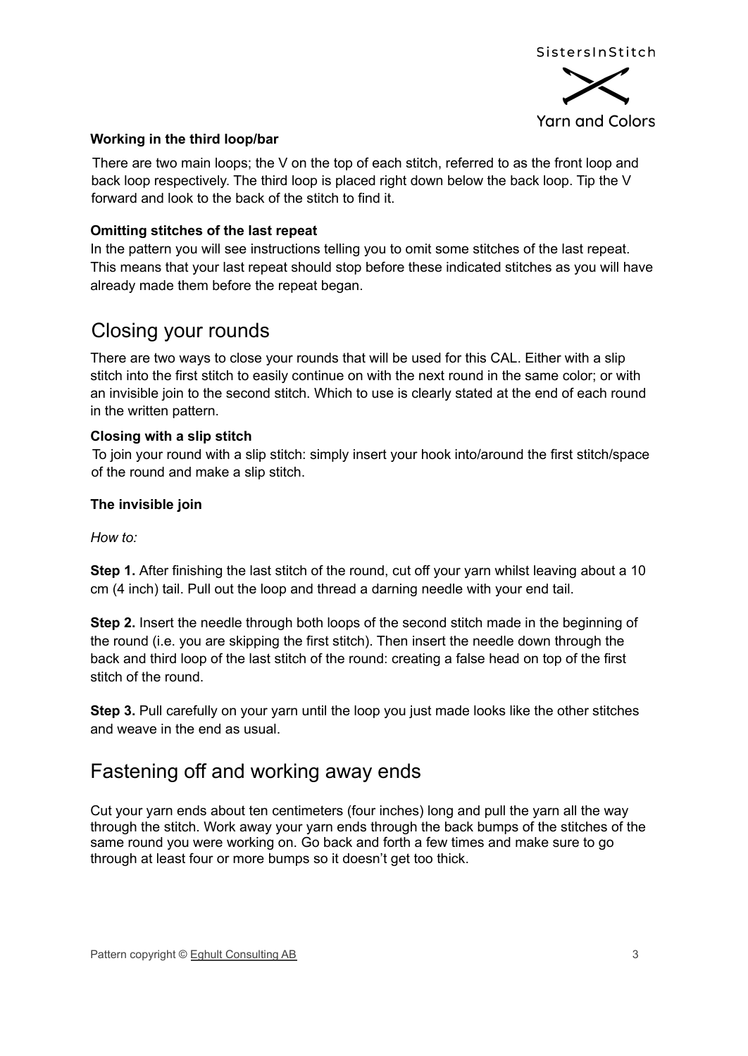#### Working in the third loop/bar

There are two main loops; the V on the top of each stitch, referred to as the front loop and back loop respectively. The third loop is placed right down below the back loop. Tip the V forward and look to the back of the stitch to find it.

#### Omitting stitches of the last repeat

In the pattern you will see instructions telling you to omit some stitches of the last repeat. This means that your last repeat should stop before these indicated stitches as you will have already made them before the repeat began.

## Closing your rounds

There are two ways to close your rounds that will be used for this CAL. Either with a slip stitch into the first stitch to easily continue on with the next round in the same color; or with an invisible join to the second stitch. Which to use is clearly stated at the end of each round in the written pattern.

#### Closing with a slip stitch

To join your round with a slip stitch: simply insert your hook into/around the first stitch/space of the round and make a slip stitch.

#### The invisible join

*How to:*

**Step 1.** After finishing the last stitch of the round, cut off your yarn whilst leaving about a 10 cm (4 inch) tail. Pull out the loop and thread a darning needle with your end tail.

**Step 2.** Insert the needle through both loops of the second stitch made in the beginning of the round (i.e. you are skipping the first stitch). Then insert the needle down through the back and third loop of the last stitch of the round: creating a false head on top of the first stitch of the round.

**Step 3.** Pull carefully on your yarn until the loop you just made looks like the other stitches and weave in the end as usual.

## Fastening off and working away ends

Cut your yarn ends about ten centimeters (four inches) long and pull the yarn all the way through the stitch. Work away your yarn ends through the back bumps of the stitches of the same round you were working on. Go back and forth a few times and make sure to go through at least four or more bumps so it doesn't get too thick.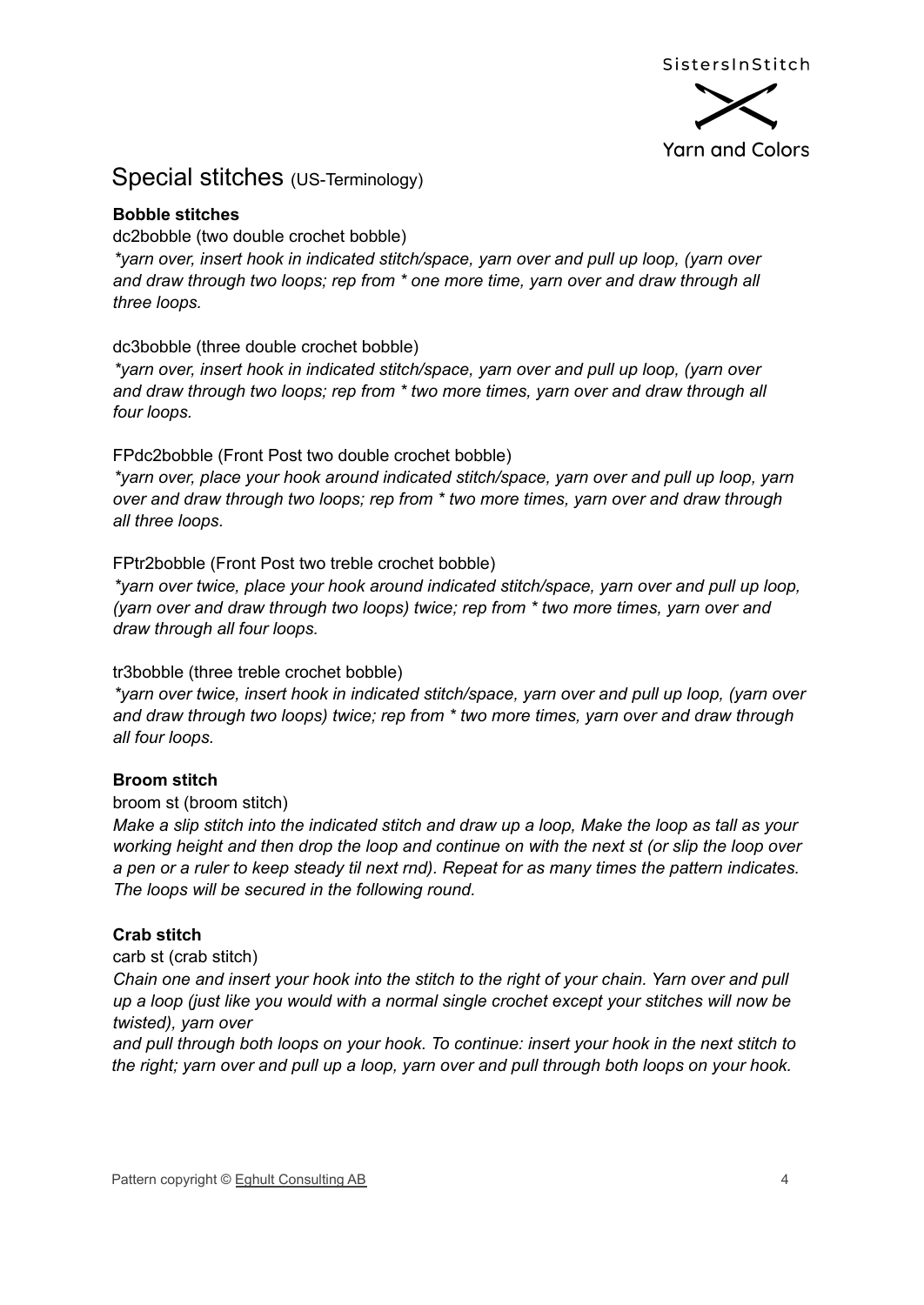## Special stitches (US-Terminology)

**Bobble stitches**

dc2bobble (two double crochet bobble)

*\*yarn over, insert hook in indicated stitch/space, yarn over and pull up loop, (yarn over and draw through two loops; rep from \* one more time, yarn over and draw through all three loops.*

dc3bobble (three double crochet bobble)

*\*yarn over, insert hook in indicated stitch/space, yarn over and pull up loop, (yarn over and draw through two loops; rep from \* two more times, yarn over and draw through all four loops.*

FPdc2bobble (Front Post two double crochet bobble)

*\*yarn over, place your hook around indicated stitch/space, yarn over and pull up loop, yarn over and draw through two loops; rep from \* two more times, yarn over and draw through all three loops.*

FPtr2bobble (Front Post two treble crochet bobble)

*\*yarn over twice, place your hook around indicated stitch/space, yarn over and pull up loop, (yarn over and draw through two loops) twice; rep from \* two more times, yarn over and draw through all four loops.*

tr3bobble (three treble crochet bobble)

*\*yarn over twice, insert hook in indicated stitch/space, yarn over and pull up loop, (yarn over and draw through two loops) twice; rep from \* two more times, yarn over and draw through all four loops.*

**Broom stitch**

broom st (broom stitch)

*Make a slip stitch into the indicated stitch and draw up a loop, Make the loop as tall as your working height and then drop the loop and continue on with the next st (or slip the loop over a pen or a ruler to keep steady til next rnd). Repeat for as many times the pattern indicates. The loops will be secured in the following round.*

**Crab stitch**

carb st (crab stitch)

*Chain one and insert your hook into the stitch to the right of your chain. Yarn over and pull up a loop (just like you would with a normal single crochet except your stitches will now be twisted), yarn over and pull through both loops on your hook. To continue: insert your hook in the next stitch to the right; yarn over and pull up a loop, yarn over and pull through both loops on your hook.*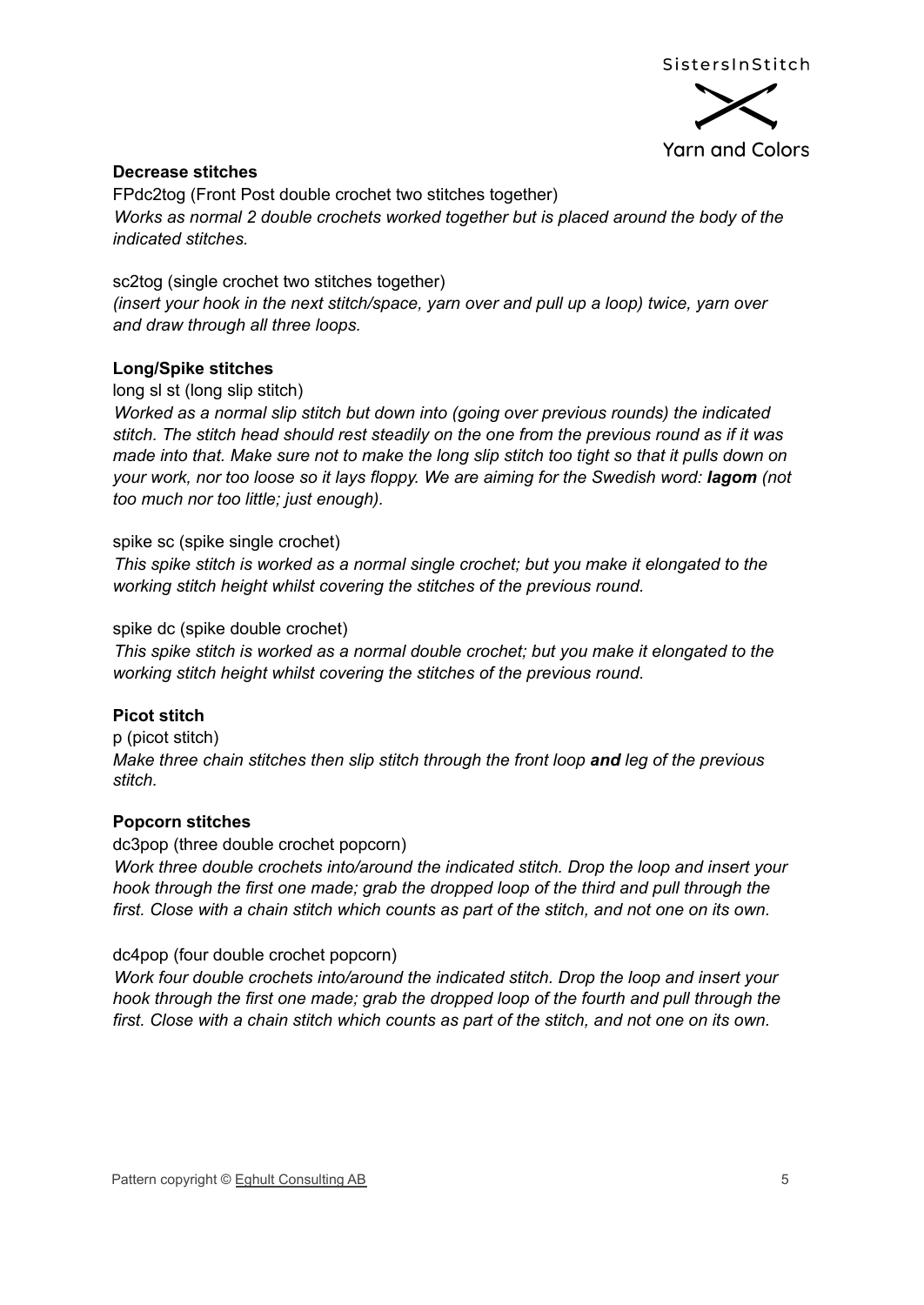**Decrease stitches**

FPdc2tog (Front Post double crochet two stitches together)
*Works as normal 2 double crochets worked together but is placed around the body of the indicated stitches.*

sc2tog (single crochet two stitches together)
*(insert your hook in the next stitch/space, yarn over and pull up a loop) twice, yarn over and draw through all three loops.*

**Long/Spike stitches**

long sl st (long slip stitch)
*Worked as a normal slip stitch but down into (going over previous rounds) the indicated stitch. The stitch head should rest steadily on the one from the previous round as if it was made into that. Make sure not to make the long slip stitch too tight so that it pulls down on your work, nor too loose so it lays floppy. We are aiming for the Swedish word: **lagom** (not too much nor too little; just enough).*

spike sc (spike single crochet)
*This spike stitch is worked as a normal single crochet; but you make it elongated to the working stitch height whilst covering the stitches of the previous round.*

spike dc (spike double crochet)
*This spike stitch is worked as a normal double crochet; but you make it elongated to the working stitch height whilst covering the stitches of the previous round.*

**Picot stitch**

p (picot stitch)
*Make three chain stitches then slip stitch through the front loop **and** leg of the previous stitch.*

**Popcorn stitches**

dc3pop (three double crochet popcorn)
*Work three double crochets into/around the indicated stitch. Drop the loop and insert your hook through the first one made; grab the dropped loop of the third and pull through the first. Close with a chain stitch which counts as part of the stitch, and not one on its own.*

dc4pop (four double crochet popcorn)
*Work four double crochets into/around the indicated stitch. Drop the loop and insert your hook through the first one made; grab the dropped loop of the fourth and pull through the first. Close with a chain stitch which counts as part of the stitch, and not one on its own.*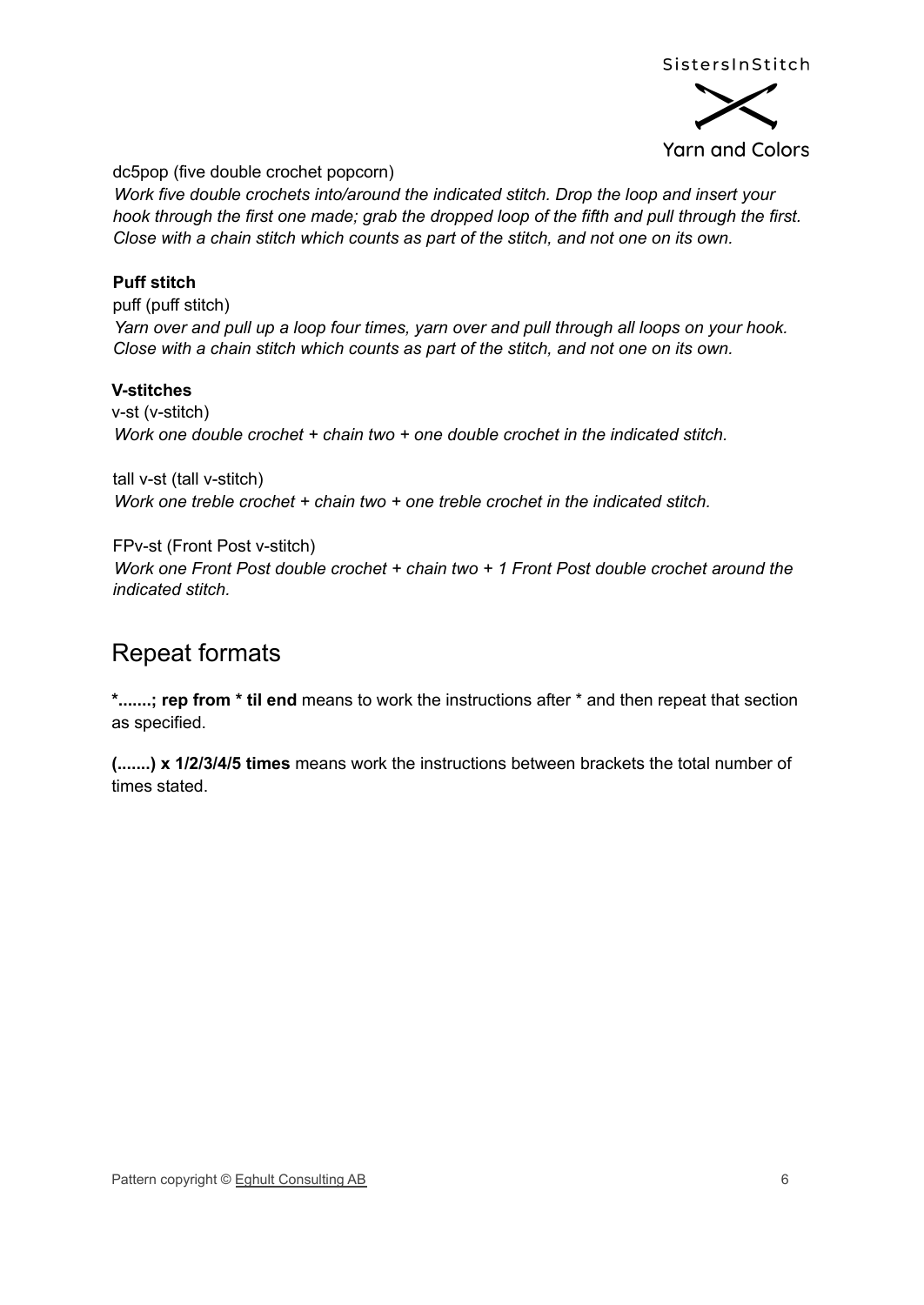dc5pop (five double crochet popcorn)
*Work five double crochets into/around the indicated stitch. Drop the loop and insert your hook through the first one made; grab the dropped loop of the fifth and pull through the first. Close with a chain stitch which counts as part of the stitch, and not one on its own.*

**Puff stitch**

puff (puff stitch)
*Yarn over and pull up a loop four times, yarn over and pull through all loops on your hook. Close with a chain stitch which counts as part of the stitch, and not one on its own.*

**V-stitches**

v-st (v-stitch)
*Work one double crochet + chain two + one double crochet in the indicated stitch.*

tall v-st (tall v-stitch)
*Work one treble crochet + chain two + one treble crochet in the indicated stitch.*

FPv-st (Front Post v-stitch)
*Work one Front Post double crochet + chain two + 1 Front Post double crochet around the indicated stitch.*

## Repeat formats

**\*.......; rep from \* til end** means to work the instructions after * and then repeat that section as specified.

**(.......) x 1/2/3/4/5 times** means work the instructions between brackets the total number of times stated.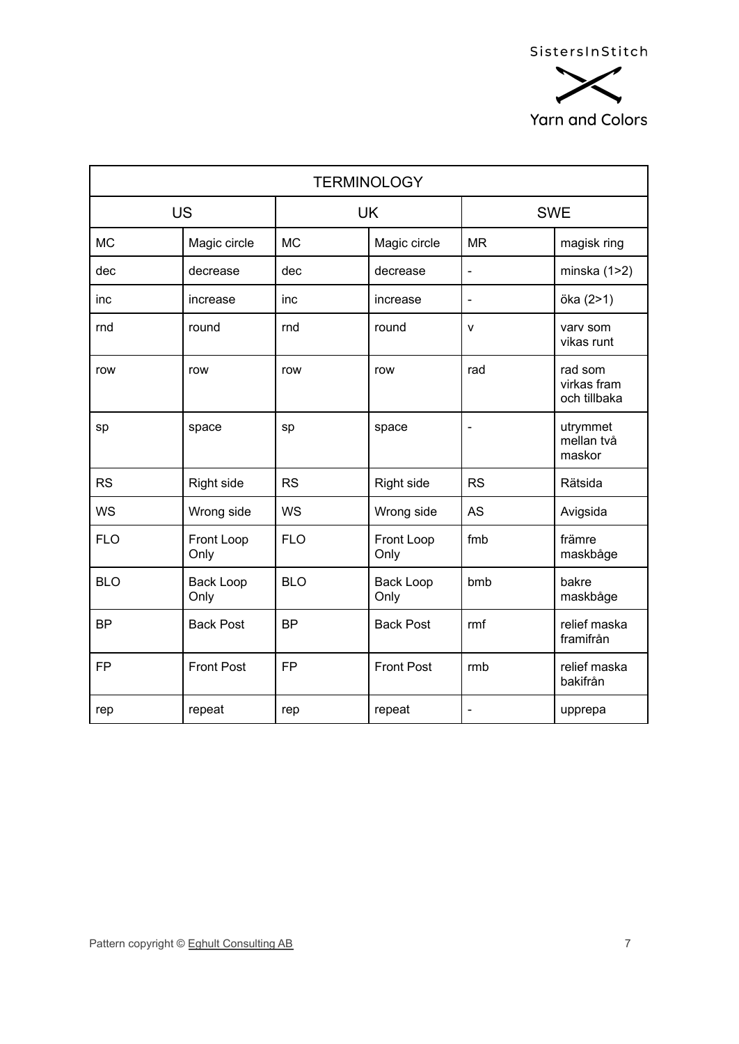SistersInStitch

Yarn and Colors

| TERMINOLOGY | | | | | |
|---|---|---|---|---|---|
| US | | UK | | SWE | |
| MC | Magic circle | MC | Magic circle | MR | magisk ring |
| dec | decrease | dec | decrease | - | minska (1>2) |
| inc | increase | inc | increase | - | öka (2>1) |
| rnd | round | rnd | round | v | varv som vikas runt |
| row | row | row | row | rad | rad som virkas fram och tillbaka |
| sp | space | sp | space | - | utrymmet mellan två maskor |
| RS | Right side | RS | Right side | RS | Rätsida |
| WS | Wrong side | WS | Wrong side | AS | Avigsida |
| FLO | Front Loop Only | FLO | Front Loop Only | fmb | främre maskbåge |
| BLO | Back Loop Only | BLO | Back Loop Only | bmb | bakre maskbåge |
| BP | Back Post | BP | Back Post | rmf | relief maska framifrån |
| FP | Front Post | FP | Front Post | rmb | relief maska bakifrån |
| rep | repeat | rep | repeat | - | upprepa |

Pattern copyright © Eghult Consulting AB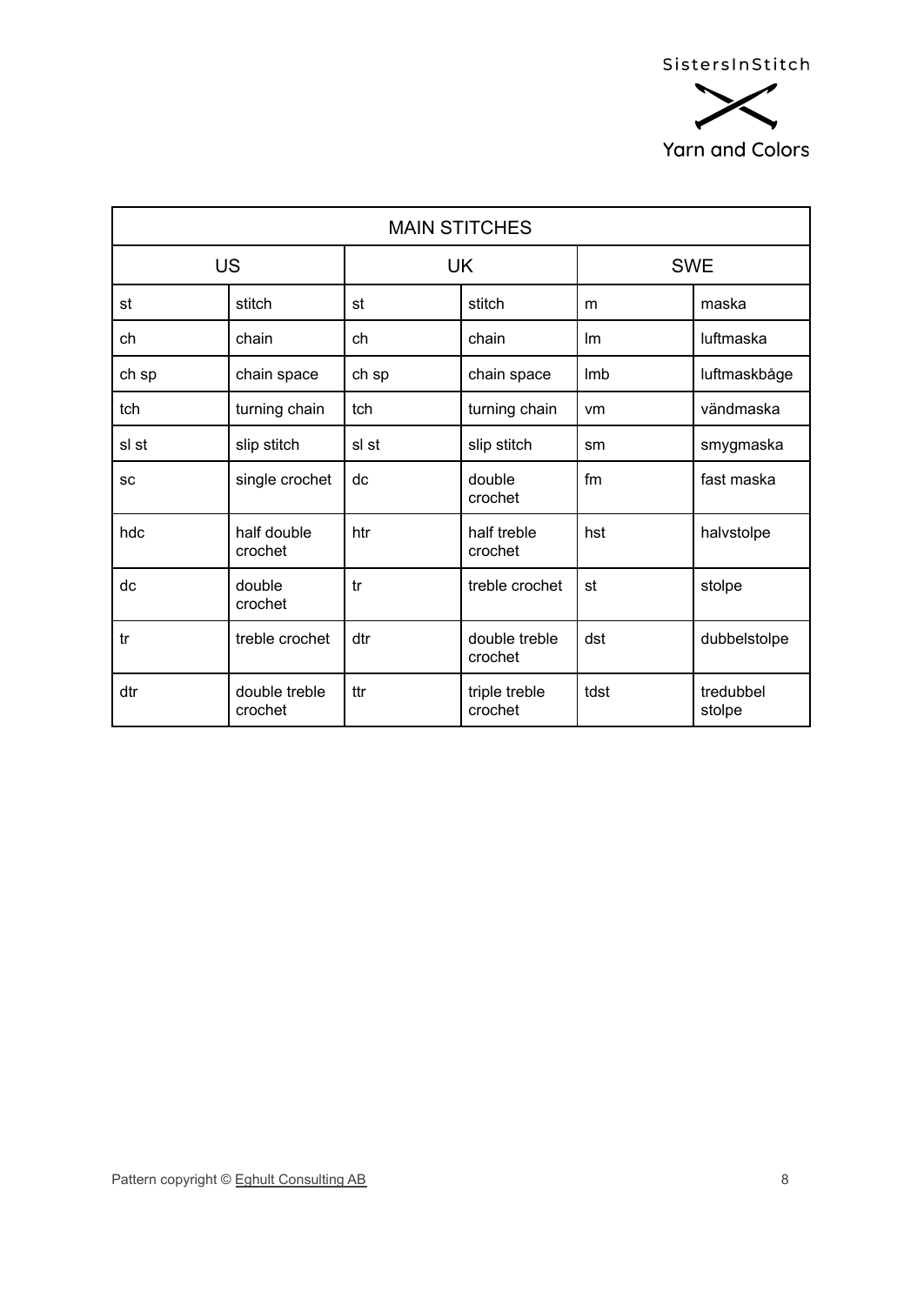| MAIN STITCHES | | | | | |
|---|---|---|---|---|---|
| US | | UK | | SWE | |
| st | stitch | st | stitch | m | maska |
| ch | chain | ch | chain | lm | luftmaska |
| ch sp | chain space | ch sp | chain space | lmb | luftmaskbåge |
| tch | turning chain | tch | turning chain | vm | vändmaska |
| sl st | slip stitch | sl st | slip stitch | sm | smygmaska |
| sc | single crochet | dc | double crochet | fm | fast maska |
| hdc | half double crochet | htr | half treble crochet | hst | halvstolpe |
| dc | double crochet | tr | treble crochet | st | stolpe |
| tr | treble crochet | dtr | double treble crochet | dst | dubbelstolpe |
| dtr | double treble crochet | ttr | triple treble crochet | tdst | tredubbel stolpe |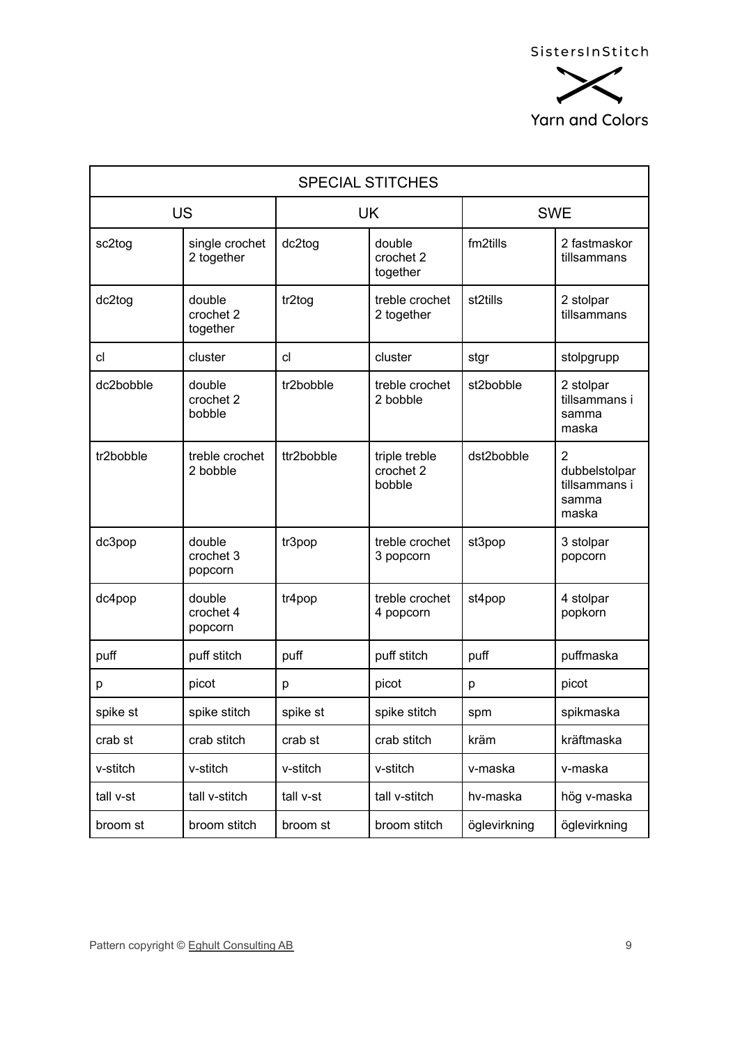SistersInStitch

Yarn and Colors

| SPECIAL STITCHES | | | | | |
|---|---|---|---|---|---|
| US | | UK | | SWE | |
| sc2tog | single crochet 2 together | dc2tog | double crochet 2 together | fm2tills | 2 fastmaskor tillsammans |
| dc2tog | double crochet 2 together | tr2tog | treble crochet 2 together | st2tills | 2 stolpar tillsammans |
| cl | cluster | cl | cluster | stgr | stolpgrupp |
| dc2bobble | double crochet 2 bobble | tr2bobble | treble crochet 2 bobble | st2bobble | 2 stolpar tillsammans i samma maska |
| tr2bobble | treble crochet 2 bobble | ttr2bobble | triple treble crochet 2 bobble | dst2bobble | 2 dubbelstolpar tillsammans i samma maska |
| dc3pop | double crochet 3 popcorn | tr3pop | treble crochet 3 popcorn | st3pop | 3 stolpar popcorn |
| dc4pop | double crochet 4 popcorn | tr4pop | treble crochet 4 popcorn | st4pop | 4 stolpar popkorn |
| puff | puff stitch | puff | puff stitch | puff | puffmaska |
| p | picot | p | picot | p | picot |
| spike st | spike stitch | spike st | spike stitch | spm | spikmaska |
| crab st | crab stitch | crab st | crab stitch | kräm | kräftmaska |
| v-stitch | v-stitch | v-stitch | v-stitch | v-maska | v-maska |
| tall v-st | tall v-stitch | tall v-st | tall v-stitch | hv-maska | hög v-maska |
| broom st | broom stitch | broom st | broom stitch | öglevirkning | öglevirkning |

Pattern copyright © Eghult Consulting AB